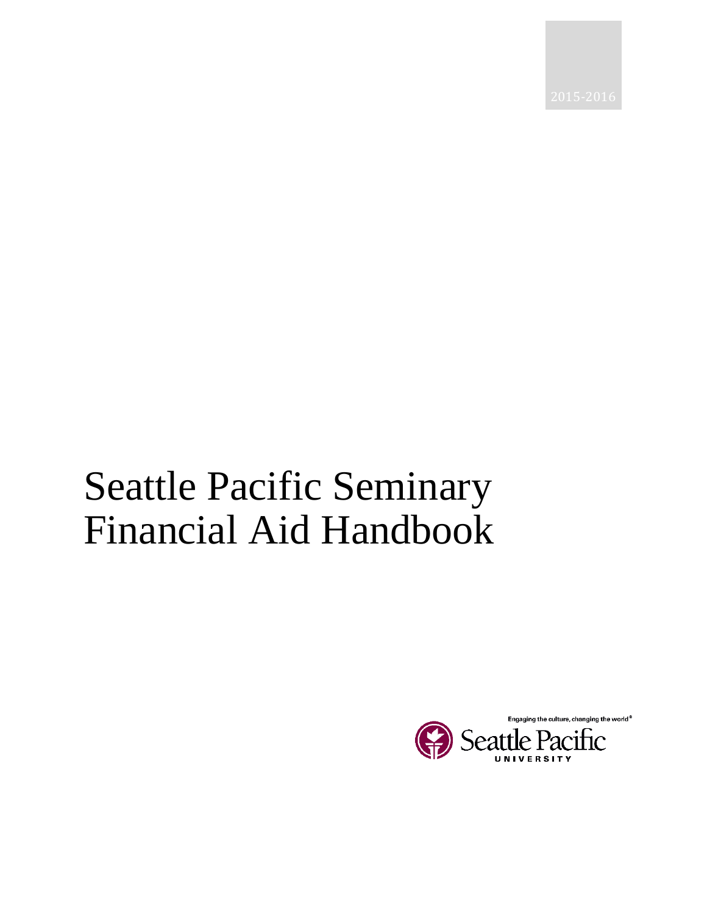2015-2016

# Seattle Pacific Seminary Financial Aid Handbook

Engaging the culture, changing the world®

Seattle Pacific
UNIVERSITY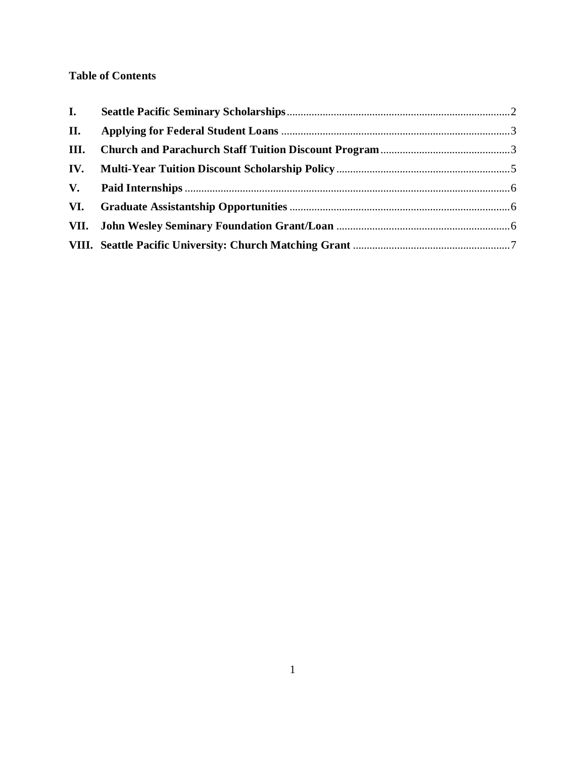**Table of Contents**

I. **Seattle Pacific Seminary Scholarships** .......... 2

II. **Applying for Federal Student Loans** .......... 3

III. **Church and Parachurch Staff Tuition Discount Program** .......... 3

IV. **Multi-Year Tuition Discount Scholarship Policy** .......... 5

V. **Paid Internships** .......... 6

VI. **Graduate Assistantship Opportunities** .......... 6

VII. **John Wesley Seminary Foundation Grant/Loan** .......... 6

VIII. **Seattle Pacific University: Church Matching Grant** .......... 7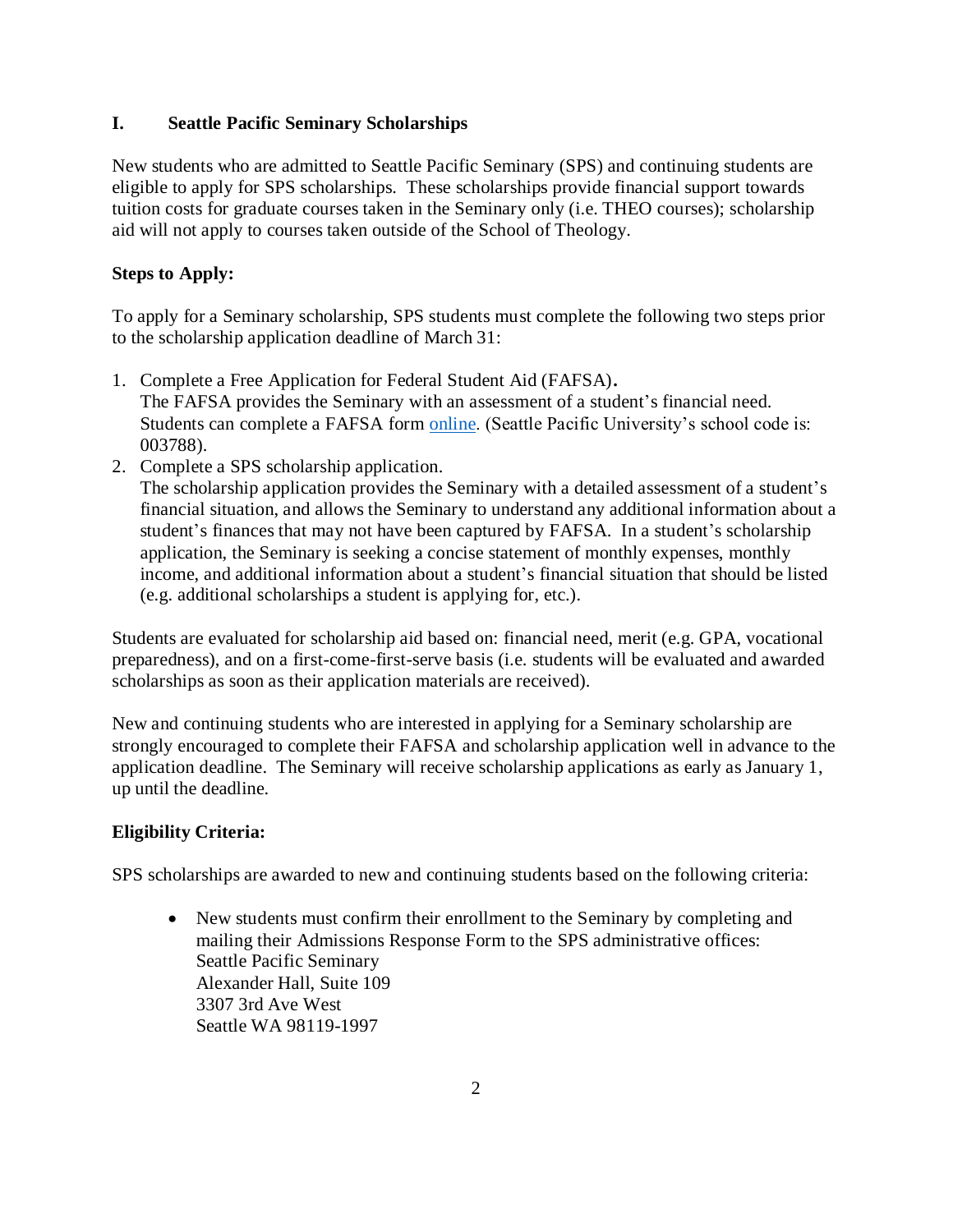## I. Seattle Pacific Seminary Scholarships

New students who are admitted to Seattle Pacific Seminary (SPS) and continuing students are eligible to apply for SPS scholarships. These scholarships provide financial support towards tuition costs for graduate courses taken in the Seminary only (i.e. THEO courses); scholarship aid will not apply to courses taken outside of the School of Theology.

### Steps to Apply:

To apply for a Seminary scholarship, SPS students must complete the following two steps prior to the scholarship application deadline of March 31:

1. Complete a Free Application for Federal Student Aid (FAFSA).
   The FAFSA provides the Seminary with an assessment of a student's financial need. Students can complete a FAFSA form online. (Seattle Pacific University's school code is: 003788).
2. Complete a SPS scholarship application.
   The scholarship application provides the Seminary with a detailed assessment of a student's financial situation, and allows the Seminary to understand any additional information about a student's finances that may not have been captured by FAFSA. In a student's scholarship application, the Seminary is seeking a concise statement of monthly expenses, monthly income, and additional information about a student's financial situation that should be listed (e.g. additional scholarships a student is applying for, etc.).

Students are evaluated for scholarship aid based on: financial need, merit (e.g. GPA, vocational preparedness), and on a first-come-first-serve basis (i.e. students will be evaluated and awarded scholarships as soon as their application materials are received).

New and continuing students who are interested in applying for a Seminary scholarship are strongly encouraged to complete their FAFSA and scholarship application well in advance to the application deadline. The Seminary will receive scholarship applications as early as January 1, up until the deadline.

### Eligibility Criteria:

SPS scholarships are awarded to new and continuing students based on the following criteria:

- New students must confirm their enrollment to the Seminary by completing and mailing their Admissions Response Form to the SPS administrative offices:
  Seattle Pacific Seminary
  Alexander Hall, Suite 109
  3307 3rd Ave West
  Seattle WA 98119-1997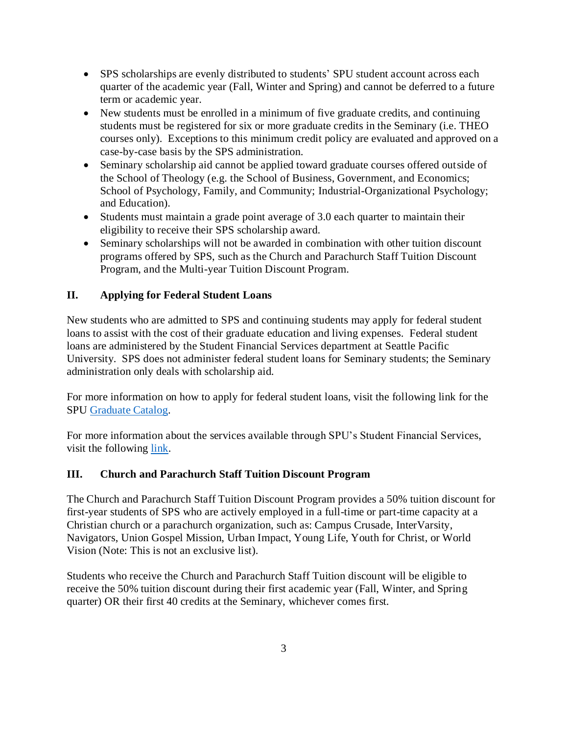- SPS scholarships are evenly distributed to students' SPU student account across each quarter of the academic year (Fall, Winter and Spring) and cannot be deferred to a future term or academic year.
- New students must be enrolled in a minimum of five graduate credits, and continuing students must be registered for six or more graduate credits in the Seminary (i.e. THEO courses only). Exceptions to this minimum credit policy are evaluated and approved on a case-by-case basis by the SPS administration.
- Seminary scholarship aid cannot be applied toward graduate courses offered outside of the School of Theology (e.g. the School of Business, Government, and Economics; School of Psychology, Family, and Community; Industrial-Organizational Psychology; and Education).
- Students must maintain a grade point average of 3.0 each quarter to maintain their eligibility to receive their SPS scholarship award.
- Seminary scholarships will not be awarded in combination with other tuition discount programs offered by SPS, such as the Church and Parachurch Staff Tuition Discount Program, and the Multi-year Tuition Discount Program.

## II. Applying for Federal Student Loans

New students who are admitted to SPS and continuing students may apply for federal student loans to assist with the cost of their graduate education and living expenses. Federal student loans are administered by the Student Financial Services department at Seattle Pacific University. SPS does not administer federal student loans for Seminary students; the Seminary administration only deals with scholarship aid.

For more information on how to apply for federal student loans, visit the following link for the SPU Graduate Catalog.

For more information about the services available through SPU's Student Financial Services, visit the following link.

## III. Church and Parachurch Staff Tuition Discount Program

The Church and Parachurch Staff Tuition Discount Program provides a 50% tuition discount for first-year students of SPS who are actively employed in a full-time or part-time capacity at a Christian church or a parachurch organization, such as: Campus Crusade, InterVarsity, Navigators, Union Gospel Mission, Urban Impact, Young Life, Youth for Christ, or World Vision (Note: This is not an exclusive list).

Students who receive the Church and Parachurch Staff Tuition discount will be eligible to receive the 50% tuition discount during their first academic year (Fall, Winter, and Spring quarter) OR their first 40 credits at the Seminary, whichever comes first.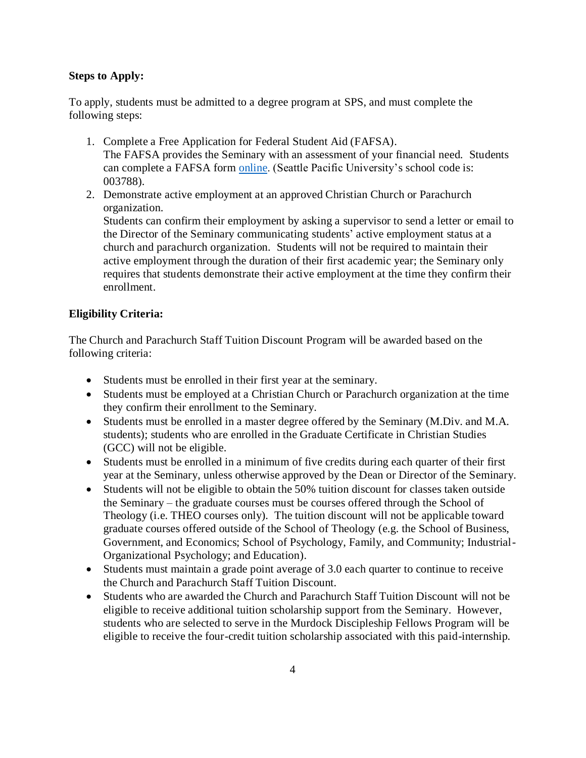**Steps to Apply:**

To apply, students must be admitted to a degree program at SPS, and must complete the following steps:

1. Complete a Free Application for Federal Student Aid (FAFSA).
   The FAFSA provides the Seminary with an assessment of your financial need. Students can complete a FAFSA form online. (Seattle Pacific University's school code is: 003788).
2. Demonstrate active employment at an approved Christian Church or Parachurch organization.
   Students can confirm their employment by asking a supervisor to send a letter or email to the Director of the Seminary communicating students' active employment status at a church and parachurch organization. Students will not be required to maintain their active employment through the duration of their first academic year; the Seminary only requires that students demonstrate their active employment at the time they confirm their enrollment.

**Eligibility Criteria:**

The Church and Parachurch Staff Tuition Discount Program will be awarded based on the following criteria:

- Students must be enrolled in their first year at the seminary.
- Students must be employed at a Christian Church or Parachurch organization at the time they confirm their enrollment to the Seminary.
- Students must be enrolled in a master degree offered by the Seminary (M.Div. and M.A. students); students who are enrolled in the Graduate Certificate in Christian Studies (GCC) will not be eligible.
- Students must be enrolled in a minimum of five credits during each quarter of their first year at the Seminary, unless otherwise approved by the Dean or Director of the Seminary.
- Students will not be eligible to obtain the 50% tuition discount for classes taken outside the Seminary – the graduate courses must be courses offered through the School of Theology (i.e. THEO courses only). The tuition discount will not be applicable toward graduate courses offered outside of the School of Theology (e.g. the School of Business, Government, and Economics; School of Psychology, Family, and Community; Industrial-Organizational Psychology; and Education).
- Students must maintain a grade point average of 3.0 each quarter to continue to receive the Church and Parachurch Staff Tuition Discount.
- Students who are awarded the Church and Parachurch Staff Tuition Discount will not be eligible to receive additional tuition scholarship support from the Seminary. However, students who are selected to serve in the Murdock Discipleship Fellows Program will be eligible to receive the four-credit tuition scholarship associated with this paid-internship.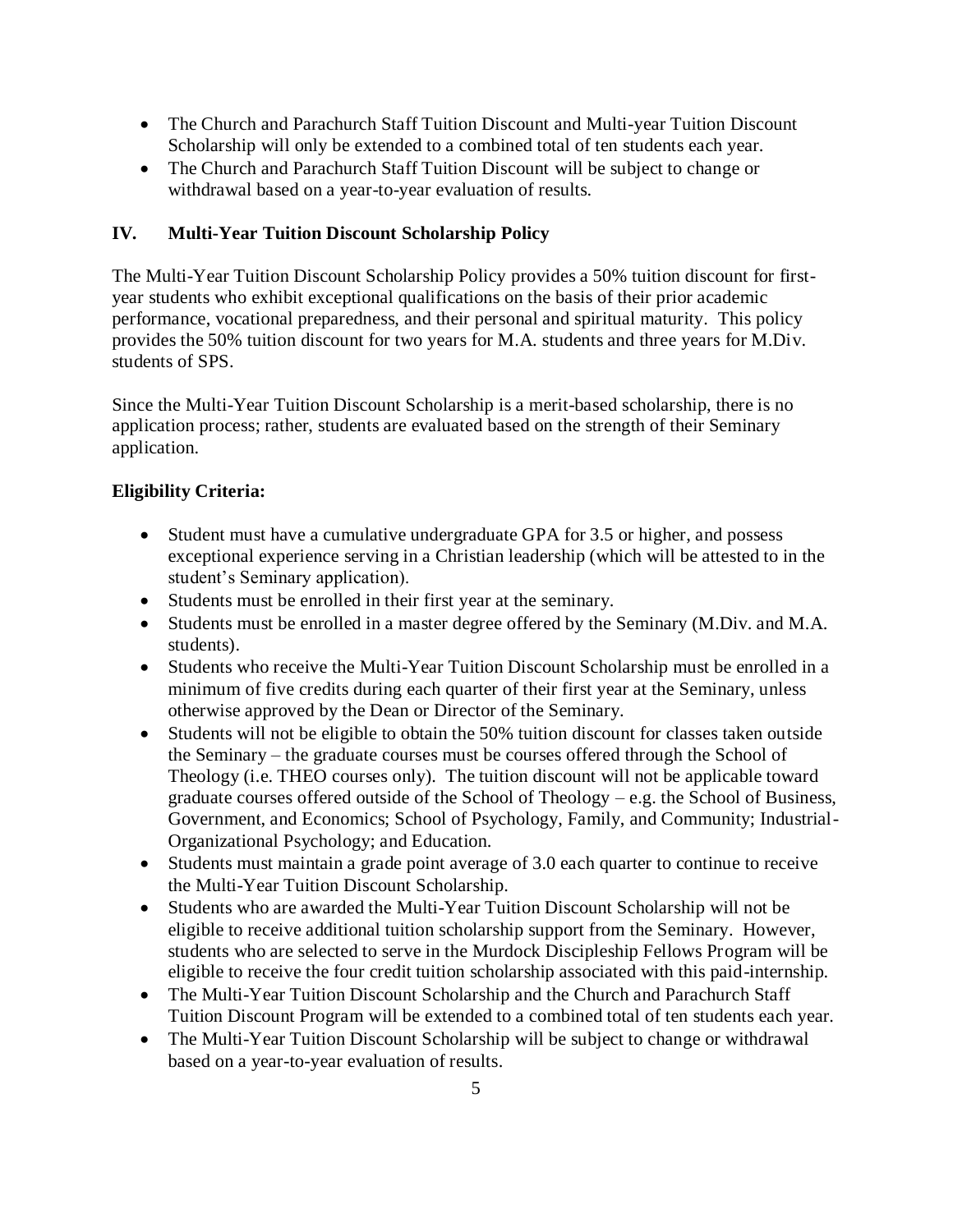- The Church and Parachurch Staff Tuition Discount and Multi-year Tuition Discount Scholarship will only be extended to a combined total of ten students each year.
- The Church and Parachurch Staff Tuition Discount will be subject to change or withdrawal based on a year-to-year evaluation of results.

## IV. Multi-Year Tuition Discount Scholarship Policy

The Multi-Year Tuition Discount Scholarship Policy provides a 50% tuition discount for first-year students who exhibit exceptional qualifications on the basis of their prior academic performance, vocational preparedness, and their personal and spiritual maturity. This policy provides the 50% tuition discount for two years for M.A. students and three years for M.Div. students of SPS.

Since the Multi-Year Tuition Discount Scholarship is a merit-based scholarship, there is no application process; rather, students are evaluated based on the strength of their Seminary application.

**Eligibility Criteria:**

- Student must have a cumulative undergraduate GPA for 3.5 or higher, and possess exceptional experience serving in a Christian leadership (which will be attested to in the student's Seminary application).
- Students must be enrolled in their first year at the seminary.
- Students must be enrolled in a master degree offered by the Seminary (M.Div. and M.A. students).
- Students who receive the Multi-Year Tuition Discount Scholarship must be enrolled in a minimum of five credits during each quarter of their first year at the Seminary, unless otherwise approved by the Dean or Director of the Seminary.
- Students will not be eligible to obtain the 50% tuition discount for classes taken outside the Seminary – the graduate courses must be courses offered through the School of Theology (i.e. THEO courses only). The tuition discount will not be applicable toward graduate courses offered outside of the School of Theology – e.g. the School of Business, Government, and Economics; School of Psychology, Family, and Community; Industrial-Organizational Psychology; and Education.
- Students must maintain a grade point average of 3.0 each quarter to continue to receive the Multi-Year Tuition Discount Scholarship.
- Students who are awarded the Multi-Year Tuition Discount Scholarship will not be eligible to receive additional tuition scholarship support from the Seminary. However, students who are selected to serve in the Murdock Discipleship Fellows Program will be eligible to receive the four credit tuition scholarship associated with this paid-internship.
- The Multi-Year Tuition Discount Scholarship and the Church and Parachurch Staff Tuition Discount Program will be extended to a combined total of ten students each year.
- The Multi-Year Tuition Discount Scholarship will be subject to change or withdrawal based on a year-to-year evaluation of results.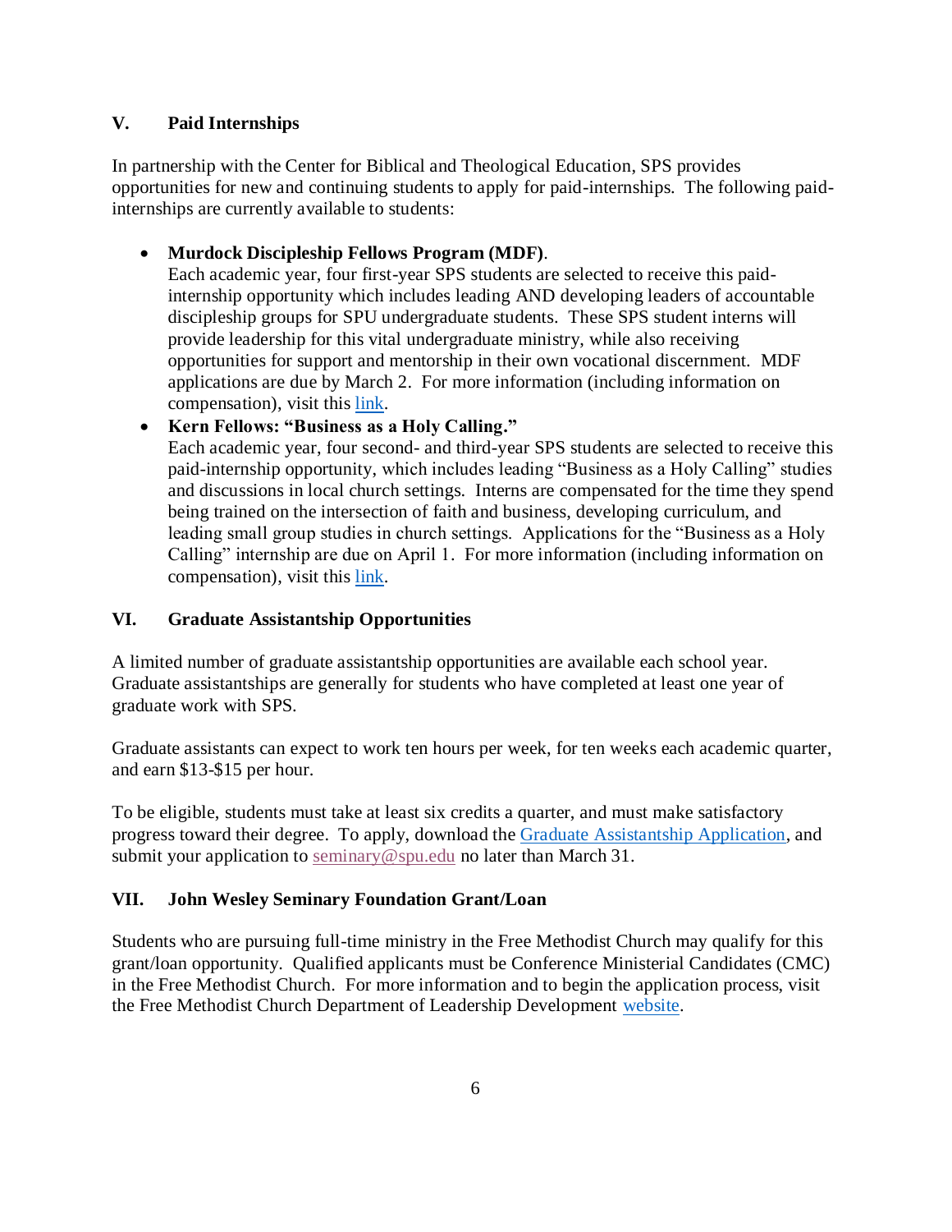## V. Paid Internships

In partnership with the Center for Biblical and Theological Education, SPS provides opportunities for new and continuing students to apply for paid-internships. The following paid-internships are currently available to students:

- **Murdock Discipleship Fellows Program (MDF)**.
  Each academic year, four first-year SPS students are selected to receive this paid-internship opportunity which includes leading AND developing leaders of accountable discipleship groups for SPU undergraduate students. These SPS student interns will provide leadership for this vital undergraduate ministry, while also receiving opportunities for support and mentorship in their own vocational discernment. MDF applications are due by March 2. For more information (including information on compensation), visit this link.
- **Kern Fellows: "Business as a Holy Calling."**
  Each academic year, four second- and third-year SPS students are selected to receive this paid-internship opportunity, which includes leading "Business as a Holy Calling" studies and discussions in local church settings. Interns are compensated for the time they spend being trained on the intersection of faith and business, developing curriculum, and leading small group studies in church settings. Applications for the "Business as a Holy Calling" internship are due on April 1. For more information (including information on compensation), visit this link.

## VI. Graduate Assistantship Opportunities

A limited number of graduate assistantship opportunities are available each school year. Graduate assistantships are generally for students who have completed at least one year of graduate work with SPS.

Graduate assistants can expect to work ten hours per week, for ten weeks each academic quarter, and earn $13-$15 per hour.

To be eligible, students must take at least six credits a quarter, and must make satisfactory progress toward their degree. To apply, download the Graduate Assistantship Application, and submit your application to seminary@spu.edu no later than March 31.

## VII. John Wesley Seminary Foundation Grant/Loan

Students who are pursuing full-time ministry in the Free Methodist Church may qualify for this grant/loan opportunity. Qualified applicants must be Conference Ministerial Candidates (CMC) in the Free Methodist Church. For more information and to begin the application process, visit the Free Methodist Church Department of Leadership Development website.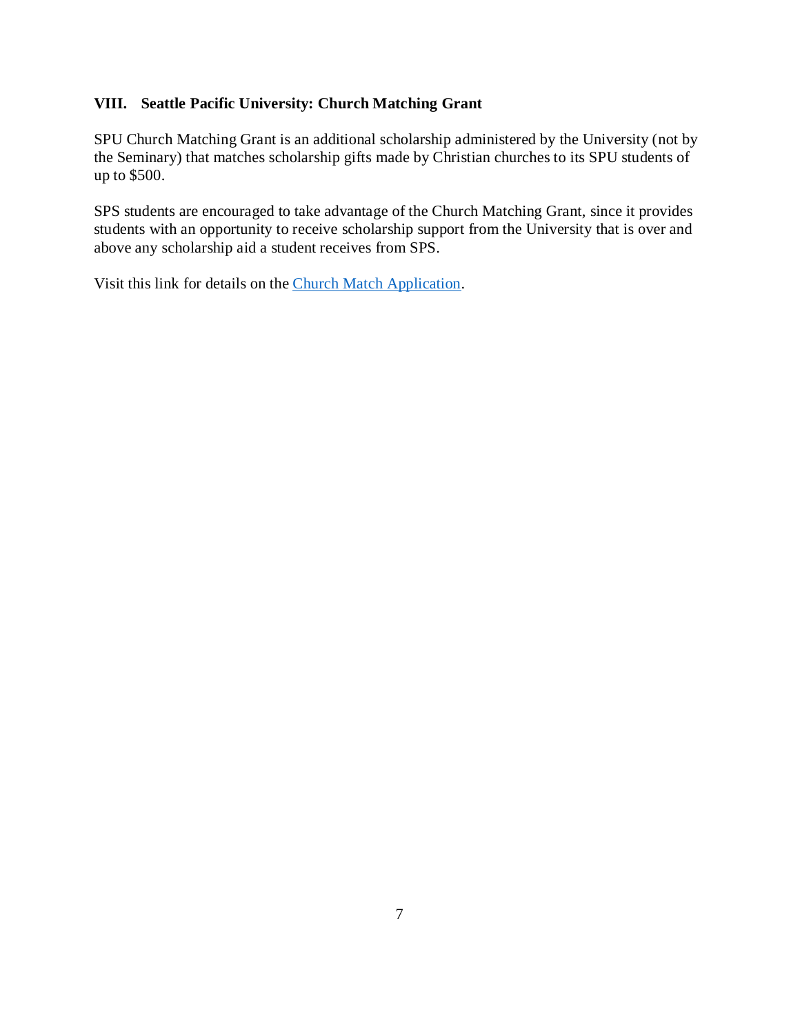## VIII. Seattle Pacific University: Church Matching Grant

SPU Church Matching Grant is an additional scholarship administered by the University (not by the Seminary) that matches scholarship gifts made by Christian churches to its SPU students of up to $500.

SPS students are encouraged to take advantage of the Church Matching Grant, since it provides students with an opportunity to receive scholarship support from the University that is over and above any scholarship aid a student receives from SPS.

Visit this link for details on the Church Match Application.